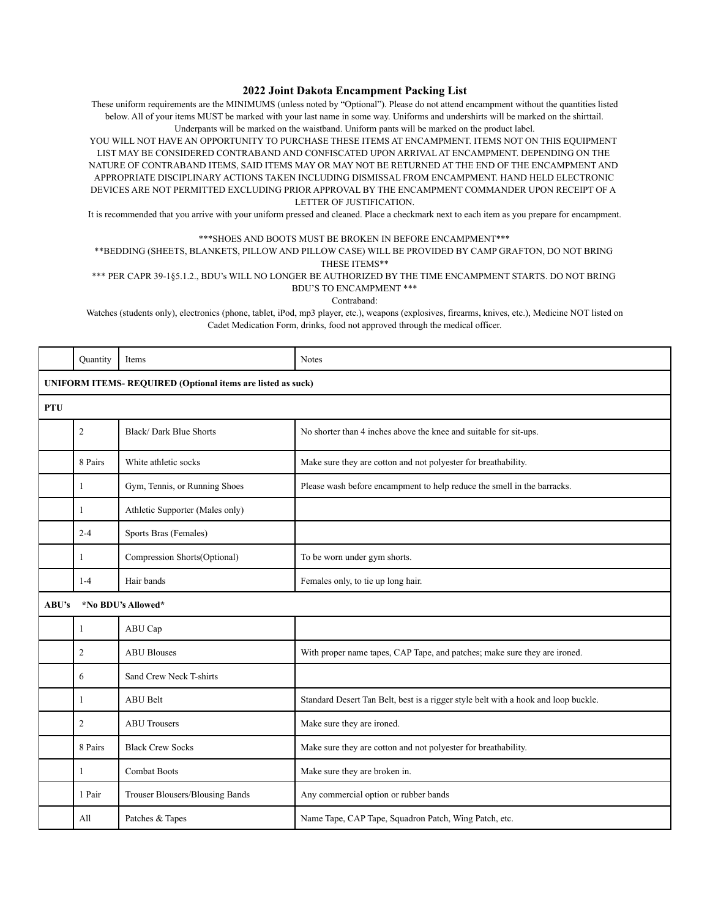# 2022 Joint Dakota Encampment Packing List

These uniform requirements are the MINIMUMS (unless noted by "Optional"). Please do not attend encampment without the quantities listed below. All of your items MUST be marked with your last name in some way. Uniforms and undershirts will be marked on the shirttail. Underpants will be marked on the waistband. Uniform pants will be marked on the product label.

YOU WILL NOT HAVE AN OPPORTUNITY TO PURCHASE THESE ITEMS AT ENCAMPMENT. ITEMS NOT ON THIS EQUIPMENT LIST MAY BE CONSIDERED CONTRABAND AND CONFISCATED UPON ARRIVAL AT ENCAMPMENT. DEPENDING ON THE NATURE OF CONTRABAND ITEMS, SAID ITEMS MAY OR MAY NOT BE RETURNED AT THE END OF THE ENCAMPMENT AND APPROPRIATE DISCIPLINARY ACTIONS TAKEN INCLUDING DISMISSAL FROM ENCAMPMENT. HAND HELD ELECTRONIC DEVICES ARE NOT PERMITTED EXCLUDING PRIOR APPROVAL BY THE ENCAMPMENT COMMANDER UPON RECEIPT OF A LETTER OF JUSTIFICATION.

It is recommended that you arrive with your uniform pressed and cleaned. Place a checkmark next to each item as you prepare for encampment.

***SHOES AND BOOTS MUST BE BROKEN IN BEFORE ENCAMPMENT***

**BEDDING (SHEETS, BLANKETS, PILLOW AND PILLOW CASE) WILL BE PROVIDED BY CAMP GRAFTON, DO NOT BRING THESE ITEMS**

*** PER CAPR 39-1§5.1.2., BDU's WILL NO LONGER BE AUTHORIZED BY THE TIME ENCAMPMENT STARTS. DO NOT BRING BDU'S TO ENCAMPMENT ***

Contraband:

Watches (students only), electronics (phone, tablet, iPod, mp3 player, etc.), weapons (explosives, firearms, knives, etc.), Medicine NOT listed on Cadet Medication Form, drinks, food not approved through the medical officer.

| | Quantity | Items | Notes |
|---|---|---|---|
| **UNIFORM ITEMS- REQUIRED (Optional items are listed as suck)** | | | |
| **PTU** | | | |
| | 2 | Black/ Dark Blue Shorts | No shorter than 4 inches above the knee and suitable for sit-ups. |
| | 8 Pairs | White athletic socks | Make sure they are cotton and not polyester for breathability. |
| | 1 | Gym, Tennis, or Running Shoes | Please wash before encampment to help reduce the smell in the barracks. |
| | 1 | Athletic Supporter (Males only) | |
| | 2-4 | Sports Bras (Females) | |
| | 1 | Compression Shorts(Optional) | To be worn under gym shorts. |
| | 1-4 | Hair bands | Females only, to tie up long hair. |
| **ABU's \*No BDU's Allowed\*** | | | |
| | 1 | ABU Cap | |
| | 2 | ABU Blouses | With proper name tapes, CAP Tape, and patches; make sure they are ironed. |
| | 6 | Sand Crew Neck T-shirts | |
| | 1 | ABU Belt | Standard Desert Tan Belt, best is a rigger style belt with a hook and loop buckle. |
| | 2 | ABU Trousers | Make sure they are ironed. |
| | 8 Pairs | Black Crew Socks | Make sure they are cotton and not polyester for breathability. |
| | 1 | Combat Boots | Make sure they are broken in. |
| | 1 Pair | Trouser Blousers/Blousing Bands | Any commercial option or rubber bands |
| | All | Patches & Tapes | Name Tape, CAP Tape, Squadron Patch, Wing Patch, etc. |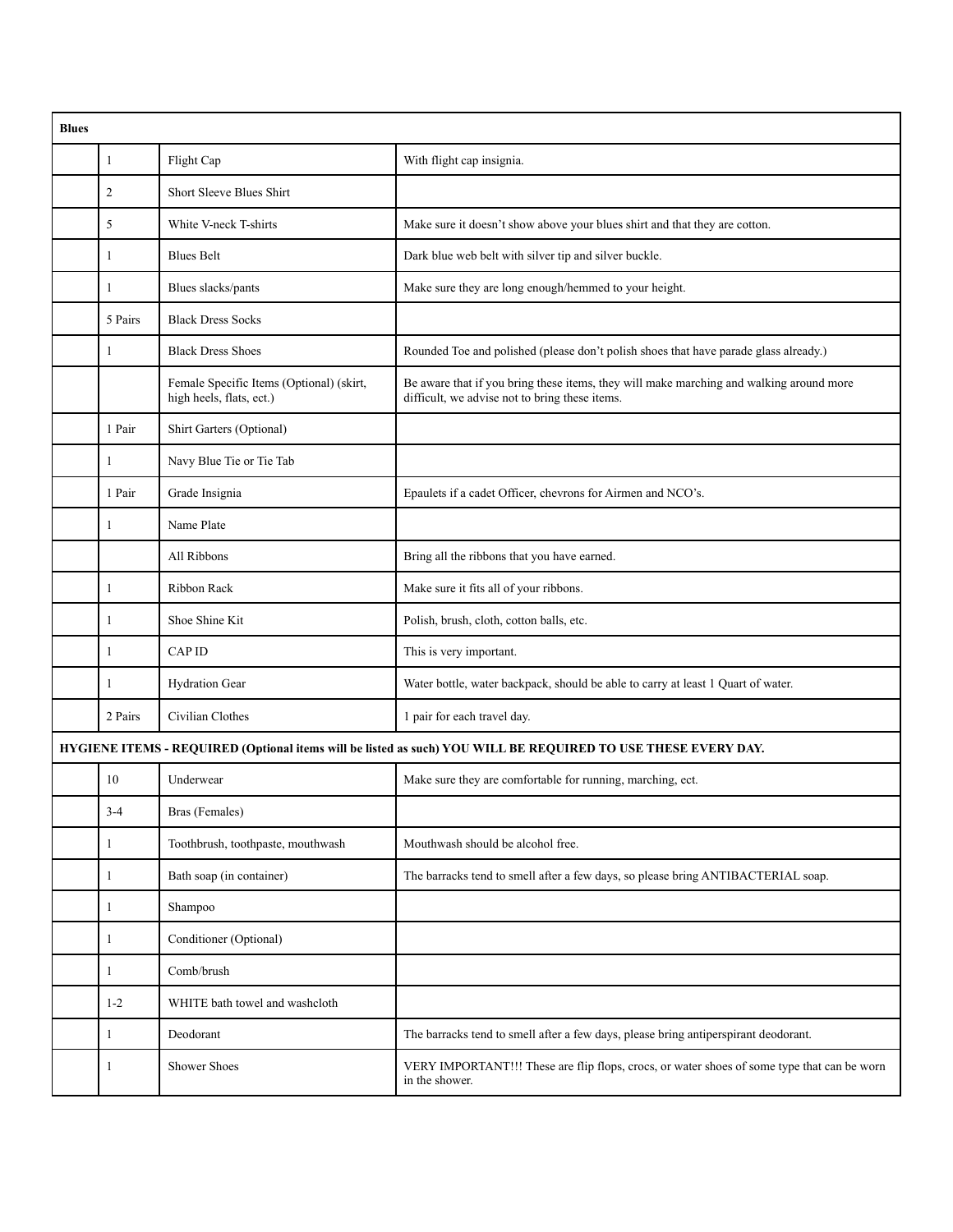| **Blues** | | | | |
|---|---|---|---|---|
| | 1 | Flight Cap | With flight cap insignia. |
| | 2 | Short Sleeve Blues Shirt | |
| | 5 | White V-neck T-shirts | Make sure it doesn't show above your blues shirt and that they are cotton. |
| | 1 | Blues Belt | Dark blue web belt with silver tip and silver buckle. |
| | 1 | Blues slacks/pants | Make sure they are long enough/hemmed to your height. |
| | 5 Pairs | Black Dress Socks | |
| | 1 | Black Dress Shoes | Rounded Toe and polished (please don't polish shoes that have parade glass already.) |
| | | Female Specific Items (Optional) (skirt, high heels, flats, ect.) | Be aware that if you bring these items, they will make marching and walking around more difficult, we advise not to bring these items. |
| | 1 Pair | Shirt Garters (Optional) | |
| | 1 | Navy Blue Tie or Tie Tab | |
| | 1 Pair | Grade Insignia | Epaulets if a cadet Officer, chevrons for Airmen and NCO's. |
| | 1 | Name Plate | |
| | | All Ribbons | Bring all the ribbons that you have earned. |
| | 1 | Ribbon Rack | Make sure it fits all of your ribbons. |
| | 1 | Shoe Shine Kit | Polish, brush, cloth, cotton balls, etc. |
| | 1 | CAP ID | This is very important. |
| | 1 | Hydration Gear | Water bottle, water backpack, should be able to carry at least 1 Quart of water. |
| | 2 Pairs | Civilian Clothes | 1 pair for each travel day. |
| **HYGIENE ITEMS - REQUIRED (Optional items will be listed as such) YOU WILL BE REQUIRED TO USE THESE EVERY DAY.** | | | |
| | 10 | Underwear | Make sure they are comfortable for running, marching, ect. |
| | 3-4 | Bras (Females) | |
| | 1 | Toothbrush, toothpaste, mouthwash | Mouthwash should be alcohol free. |
| | 1 | Bath soap (in container) | The barracks tend to smell after a few days, so please bring ANTIBACTERIAL soap. |
| | 1 | Shampoo | |
| | 1 | Conditioner (Optional) | |
| | 1 | Comb/brush | |
| | 1-2 | WHITE bath towel and washcloth | |
| | 1 | Deodorant | The barracks tend to smell after a few days, please bring antiperspirant deodorant. |
| | 1 | Shower Shoes | VERY IMPORTANT!!! These are flip flops, crocs, or water shoes of some type that can be worn in the shower. |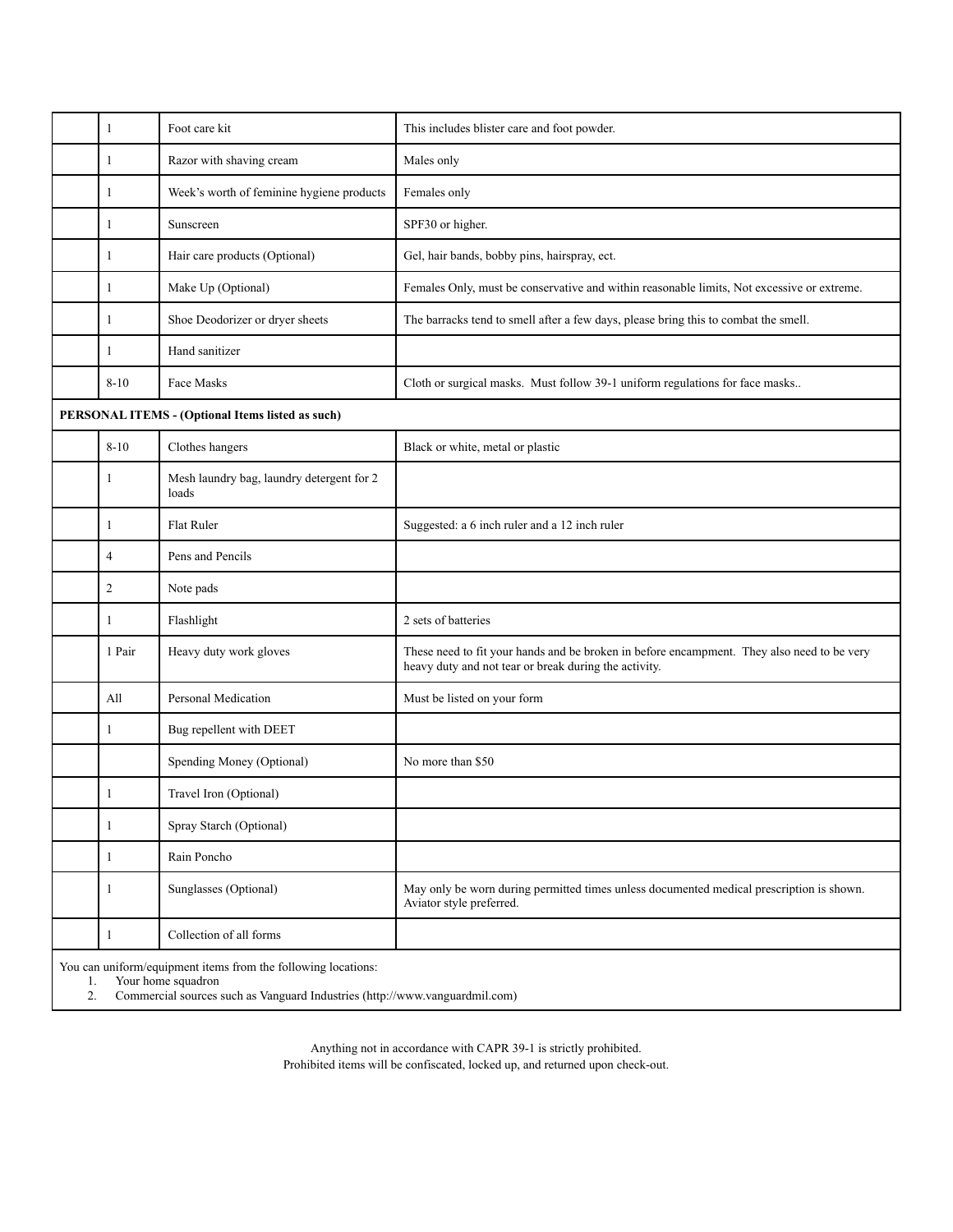| | | | |
|---|---|---|---|
| | 1 | Foot care kit | This includes blister care and foot powder. |
| | 1 | Razor with shaving cream | Males only |
| | 1 | Week's worth of feminine hygiene products | Females only |
| | 1 | Sunscreen | SPF30 or higher. |
| | 1 | Hair care products (Optional) | Gel, hair bands, bobby pins, hairspray, ect. |
| | 1 | Make Up (Optional) | Females Only, must be conservative and within reasonable limits, Not excessive or extreme. |
| | 1 | Shoe Deodorizer or dryer sheets | The barracks tend to smell after a few days, please bring this to combat the smell. |
| | 1 | Hand sanitizer | |
| | 8-10 | Face Masks | Cloth or surgical masks. Must follow 39-1 uniform regulations for face masks.. |
| **PERSONAL ITEMS - (Optional Items listed as such)** | | | |
| | 8-10 | Clothes hangers | Black or white, metal or plastic |
| | 1 | Mesh laundry bag, laundry detergent for 2 loads | |
| | 1 | Flat Ruler | Suggested: a 6 inch ruler and a 12 inch ruler |
| | 4 | Pens and Pencils | |
| | 2 | Note pads | |
| | 1 | Flashlight | 2 sets of batteries |
| | 1 Pair | Heavy duty work gloves | These need to fit your hands and be broken in before encampment. They also need to be very heavy duty and not tear or break during the activity. |
| | All | Personal Medication | Must be listed on your form |
| | 1 | Bug repellent with DEET | |
| | | Spending Money (Optional) | No more than $50 |
| | 1 | Travel Iron (Optional) | |
| | 1 | Spray Starch (Optional) | |
| | 1 | Rain Poncho | |
| | 1 | Sunglasses (Optional) | May only be worn during permitted times unless documented medical prescription is shown. Aviator style preferred. |
| | 1 | Collection of all forms | |

You can uniform/equipment items from the following locations:

1. Your home squadron
2. Commercial sources such as Vanguard Industries (http://www.vanguardmil.com)

Anything not in accordance with CAPR 39-1 is strictly prohibited.
Prohibited items will be confiscated, locked up, and returned upon check-out.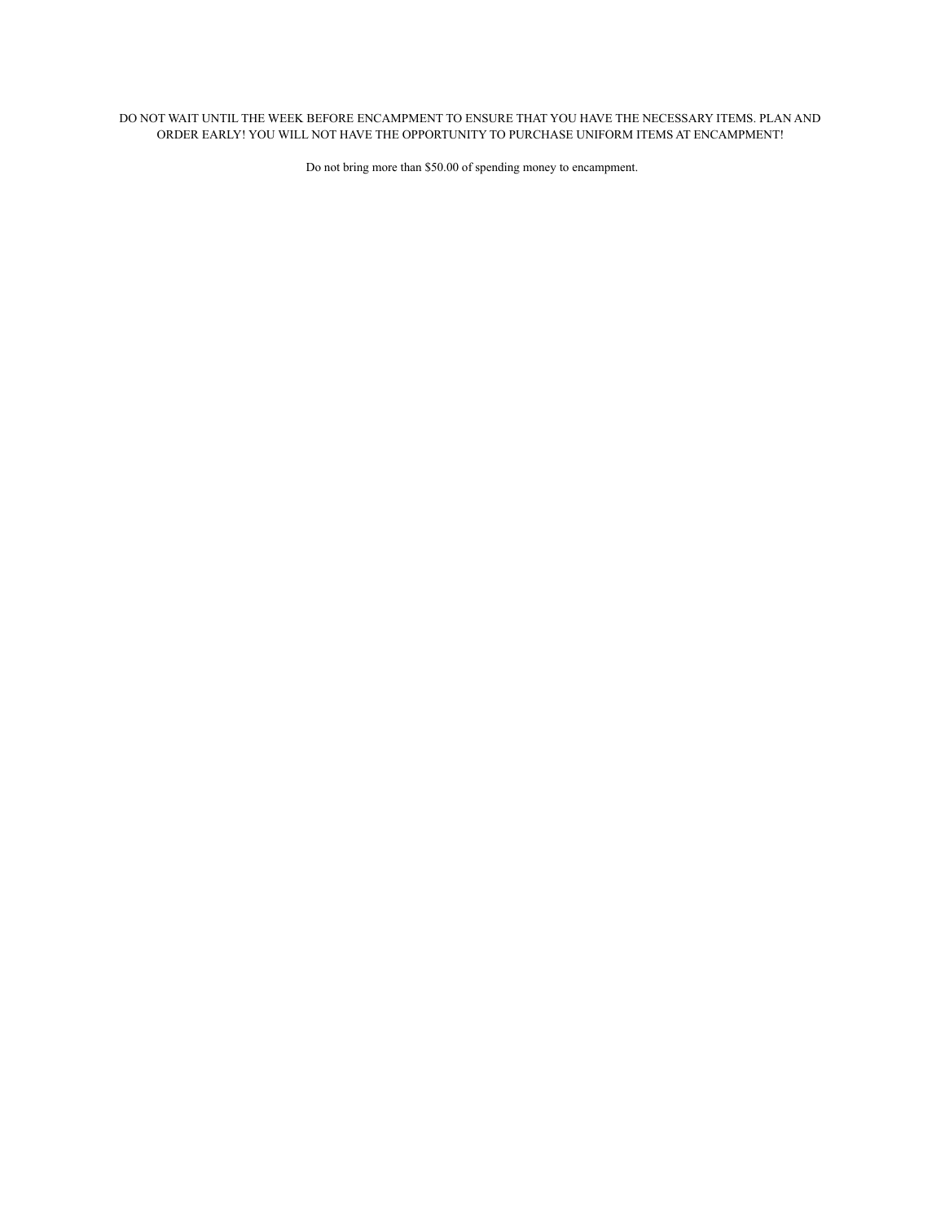DO NOT WAIT UNTIL THE WEEK BEFORE ENCAMPMENT TO ENSURE THAT YOU HAVE THE NECESSARY ITEMS. PLAN AND ORDER EARLY! YOU WILL NOT HAVE THE OPPORTUNITY TO PURCHASE UNIFORM ITEMS AT ENCAMPMENT!

Do not bring more than $50.00 of spending money to encampment.